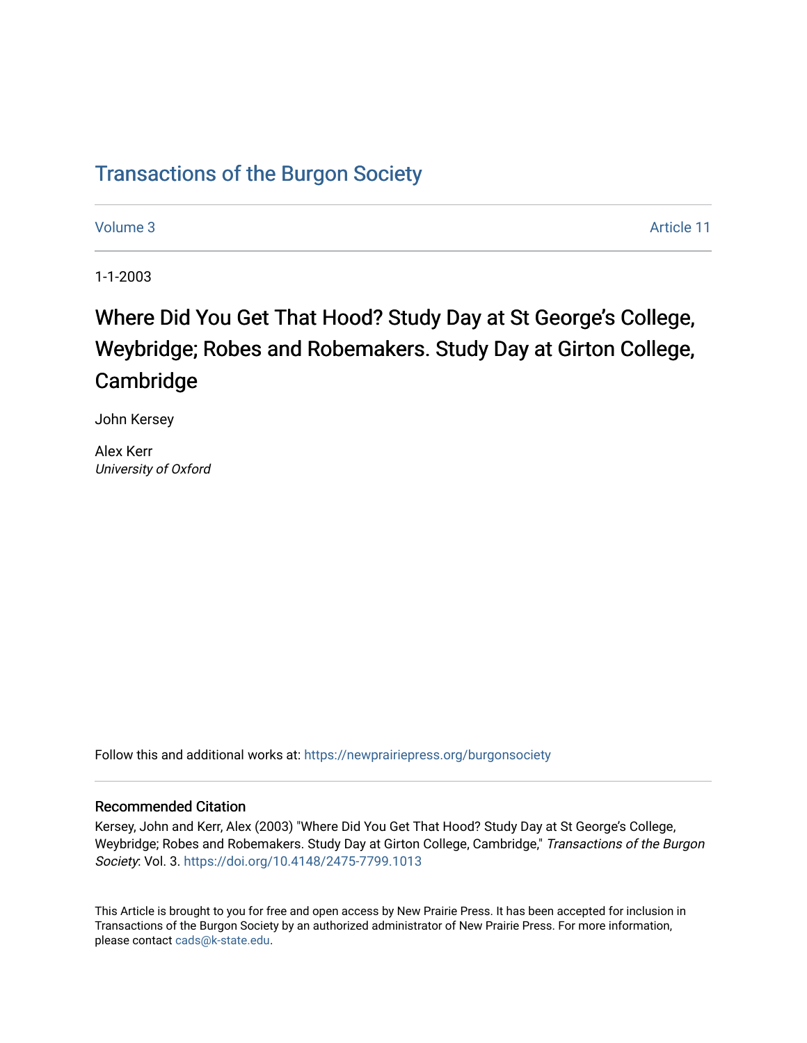# Transactions of the Burgon Society

Volume 3 Article 11

1-1-2003

## Where Did You Get That Hood? Study Day at St George's College, Weybridge; Robes and Robemakers. Study Day at Girton College, Cambridge

John Kersey

Alex Kerr
*University of Oxford*

Follow this and additional works at: https://newprairiepress.org/burgonsociety

### Recommended Citation

Kersey, John and Kerr, Alex (2003) "Where Did You Get That Hood? Study Day at St George's College, Weybridge; Robes and Robemakers. Study Day at Girton College, Cambridge," *Transactions of the Burgon Society*: Vol. 3. https://doi.org/10.4148/2475-7799.1013

This Article is brought to you for free and open access by New Prairie Press. It has been accepted for inclusion in Transactions of the Burgon Society by an authorized administrator of New Prairie Press. For more information, please contact cads@k-state.edu.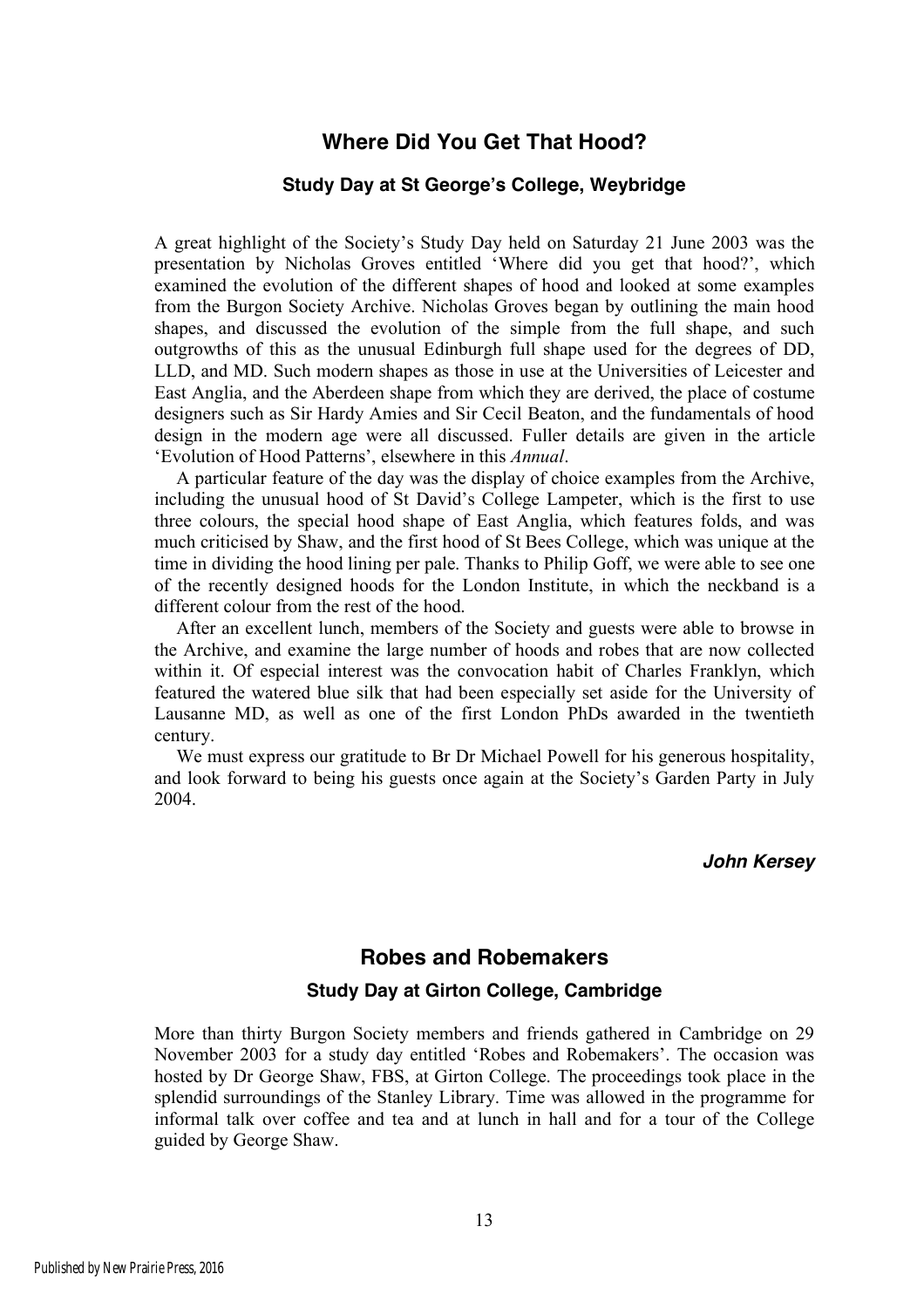## Where Did You Get That Hood?

### Study Day at St George's College, Weybridge

A great highlight of the Society's Study Day held on Saturday 21 June 2003 was the presentation by Nicholas Groves entitled 'Where did you get that hood?', which examined the evolution of the different shapes of hood and looked at some examples from the Burgon Society Archive. Nicholas Groves began by outlining the main hood shapes, and discussed the evolution of the simple from the full shape, and such outgrowths of this as the unusual Edinburgh full shape used for the degrees of DD, LLD, and MD. Such modern shapes as those in use at the Universities of Leicester and East Anglia, and the Aberdeen shape from which they are derived, the place of costume designers such as Sir Hardy Amies and Sir Cecil Beaton, and the fundamentals of hood design in the modern age were all discussed. Fuller details are given in the article 'Evolution of Hood Patterns', elsewhere in this *Annual*.

A particular feature of the day was the display of choice examples from the Archive, including the unusual hood of St David's College Lampeter, which is the first to use three colours, the special hood shape of East Anglia, which features folds, and was much criticised by Shaw, and the first hood of St Bees College, which was unique at the time in dividing the hood lining per pale. Thanks to Philip Goff, we were able to see one of the recently designed hoods for the London Institute, in which the neckband is a different colour from the rest of the hood.

After an excellent lunch, members of the Society and guests were able to browse in the Archive, and examine the large number of hoods and robes that are now collected within it. Of especial interest was the convocation habit of Charles Franklyn, which featured the watered blue silk that had been especially set aside for the University of Lausanne MD, as well as one of the first London PhDs awarded in the twentieth century.

We must express our gratitude to Br Dr Michael Powell for his generous hospitality, and look forward to being his guests once again at the Society's Garden Party in July 2004.

***John Kersey***

## Robes and Robemakers

### Study Day at Girton College, Cambridge

More than thirty Burgon Society members and friends gathered in Cambridge on 29 November 2003 for a study day entitled 'Robes and Robemakers'. The occasion was hosted by Dr George Shaw, FBS, at Girton College. The proceedings took place in the splendid surroundings of the Stanley Library. Time was allowed in the programme for informal talk over coffee and tea and at lunch in hall and for a tour of the College guided by George Shaw.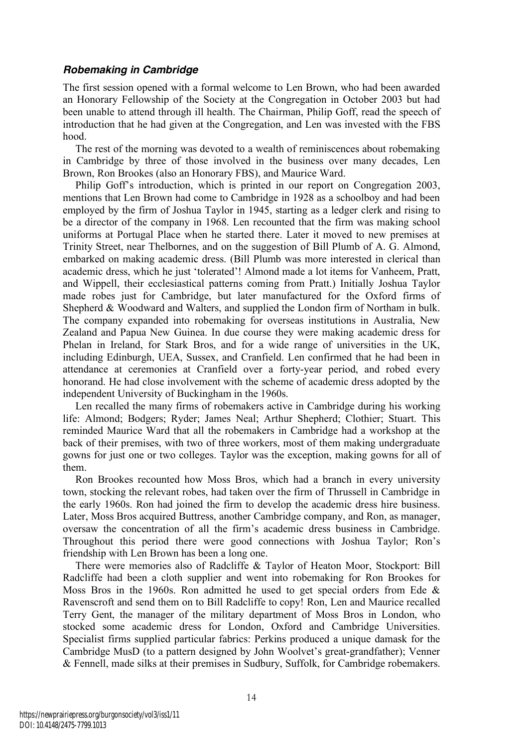### *Robemaking in Cambridge*

The first session opened with a formal welcome to Len Brown, who had been awarded an Honorary Fellowship of the Society at the Congregation in October 2003 but had been unable to attend through ill health. The Chairman, Philip Goff, read the speech of introduction that he had given at the Congregation, and Len was invested with the FBS hood.

The rest of the morning was devoted to a wealth of reminiscences about robemaking in Cambridge by three of those involved in the business over many decades, Len Brown, Ron Brookes (also an Honorary FBS), and Maurice Ward.

Philip Goff's introduction, which is printed in our report on Congregation 2003, mentions that Len Brown had come to Cambridge in 1928 as a schoolboy and had been employed by the firm of Joshua Taylor in 1945, starting as a ledger clerk and rising to be a director of the company in 1968. Len recounted that the firm was making school uniforms at Portugal Place when he started there. Later it moved to new premises at Trinity Street, near Thelbornes, and on the suggestion of Bill Plumb of A. G. Almond, embarked on making academic dress. (Bill Plumb was more interested in clerical than academic dress, which he just 'tolerated'! Almond made a lot items for Vanheem, Pratt, and Wippell, their ecclesiastical patterns coming from Pratt.) Initially Joshua Taylor made robes just for Cambridge, but later manufactured for the Oxford firms of Shepherd & Woodward and Walters, and supplied the London firm of Northam in bulk. The company expanded into robemaking for overseas institutions in Australia, New Zealand and Papua New Guinea. In due course they were making academic dress for Phelan in Ireland, for Stark Bros, and for a wide range of universities in the UK, including Edinburgh, UEA, Sussex, and Cranfield. Len confirmed that he had been in attendance at ceremonies at Cranfield over a forty-year period, and robed every honorand. He had close involvement with the scheme of academic dress adopted by the independent University of Buckingham in the 1960s.

Len recalled the many firms of robemakers active in Cambridge during his working life: Almond; Bodgers; Ryder; James Neal; Arthur Shepherd; Clothier; Stuart. This reminded Maurice Ward that all the robemakers in Cambridge had a workshop at the back of their premises, with two of three workers, most of them making undergraduate gowns for just one or two colleges. Taylor was the exception, making gowns for all of them.

Ron Brookes recounted how Moss Bros, which had a branch in every university town, stocking the relevant robes, had taken over the firm of Thrussell in Cambridge in the early 1960s. Ron had joined the firm to develop the academic dress hire business. Later, Moss Bros acquired Buttress, another Cambridge company, and Ron, as manager, oversaw the concentration of all the firm's academic dress business in Cambridge. Throughout this period there were good connections with Joshua Taylor; Ron's friendship with Len Brown has been a long one.

There were memories also of Radcliffe & Taylor of Heaton Moor, Stockport: Bill Radcliffe had been a cloth supplier and went into robemaking for Ron Brookes for Moss Bros in the 1960s. Ron admitted he used to get special orders from Ede & Ravenscroft and send them on to Bill Radcliffe to copy! Ron, Len and Maurice recalled Terry Gent, the manager of the military department of Moss Bros in London, who stocked some academic dress for London, Oxford and Cambridge Universities. Specialist firms supplied particular fabrics: Perkins produced a unique damask for the Cambridge MusD (to a pattern designed by John Woolvet's great-grandfather); Venner & Fennell, made silks at their premises in Sudbury, Suffolk, for Cambridge robemakers.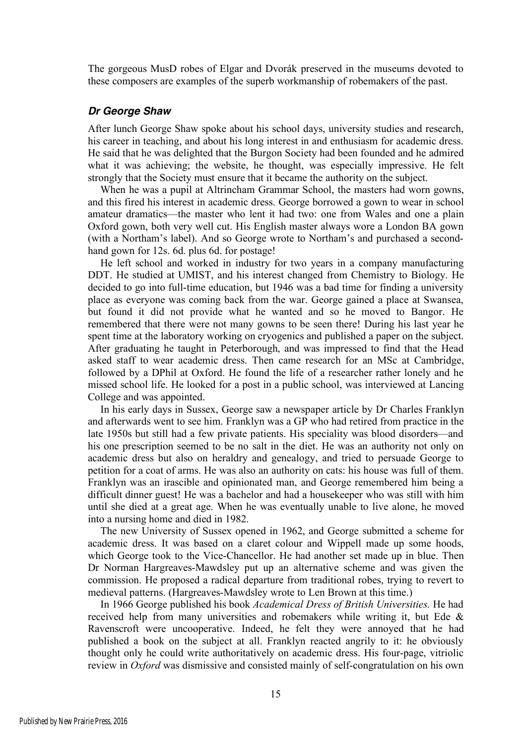The gorgeous MusD robes of Elgar and Dvorák preserved in the museums devoted to these composers are examples of the superb workmanship of robemakers of the past.

### *Dr George Shaw*

After lunch George Shaw spoke about his school days, university studies and research, his career in teaching, and about his long interest in and enthusiasm for academic dress. He said that he was delighted that the Burgon Society had been founded and he admired what it was achieving; the website, he thought, was especially impressive. He felt strongly that the Society must ensure that it became the authority on the subject.

When he was a pupil at Altrincham Grammar School, the masters had worn gowns, and this fired his interest in academic dress. George borrowed a gown to wear in school amateur dramatics—the master who lent it had two: one from Wales and one a plain Oxford gown, both very well cut. His English master always wore a London BA gown (with a Northam's label). And so George wrote to Northam's and purchased a second-hand gown for 12s. 6d. plus 6d. for postage!

He left school and worked in industry for two years in a company manufacturing DDT. He studied at UMIST, and his interest changed from Chemistry to Biology. He decided to go into full-time education, but 1946 was a bad time for finding a university place as everyone was coming back from the war. George gained a place at Swansea, but found it did not provide what he wanted and so he moved to Bangor. He remembered that there were not many gowns to be seen there! During his last year he spent time at the laboratory working on cryogenics and published a paper on the subject. After graduating he taught in Peterborough, and was impressed to find that the Head asked staff to wear academic dress. Then came research for an MSc at Cambridge, followed by a DPhil at Oxford. He found the life of a researcher rather lonely and he missed school life. He looked for a post in a public school, was interviewed at Lancing College and was appointed.

In his early days in Sussex, George saw a newspaper article by Dr Charles Franklyn and afterwards went to see him. Franklyn was a GP who had retired from practice in the late 1950s but still had a few private patients. His speciality was blood disorders—and his one prescription seemed to be no salt in the diet. He was an authority not only on academic dress but also on heraldry and genealogy, and tried to persuade George to petition for a coat of arms. He was also an authority on cats: his house was full of them. Franklyn was an irascible and opinionated man, and George remembered him being a difficult dinner guest! He was a bachelor and had a housekeeper who was still with him until she died at a great age. When he was eventually unable to live alone, he moved into a nursing home and died in 1982.

The new University of Sussex opened in 1962, and George submitted a scheme for academic dress. It was based on a claret colour and Wippell made up some hoods, which George took to the Vice-Chancellor. He had another set made up in blue. Then Dr Norman Hargreaves-Mawdsley put up an alternative scheme and was given the commission. He proposed a radical departure from traditional robes, trying to revert to medieval patterns. (Hargreaves-Mawdsley wrote to Len Brown at this time.)

In 1966 George published his book *Academical Dress of British Universities.* He had received help from many universities and robemakers while writing it, but Ede & Ravenscroft were uncooperative. Indeed, he felt they were annoyed that he had published a book on the subject at all. Franklyn reacted angrily to it: he obviously thought only he could write authoritatively on academic dress. His four-page, vitriolic review in *Oxford* was dismissive and consisted mainly of self-congratulation on his own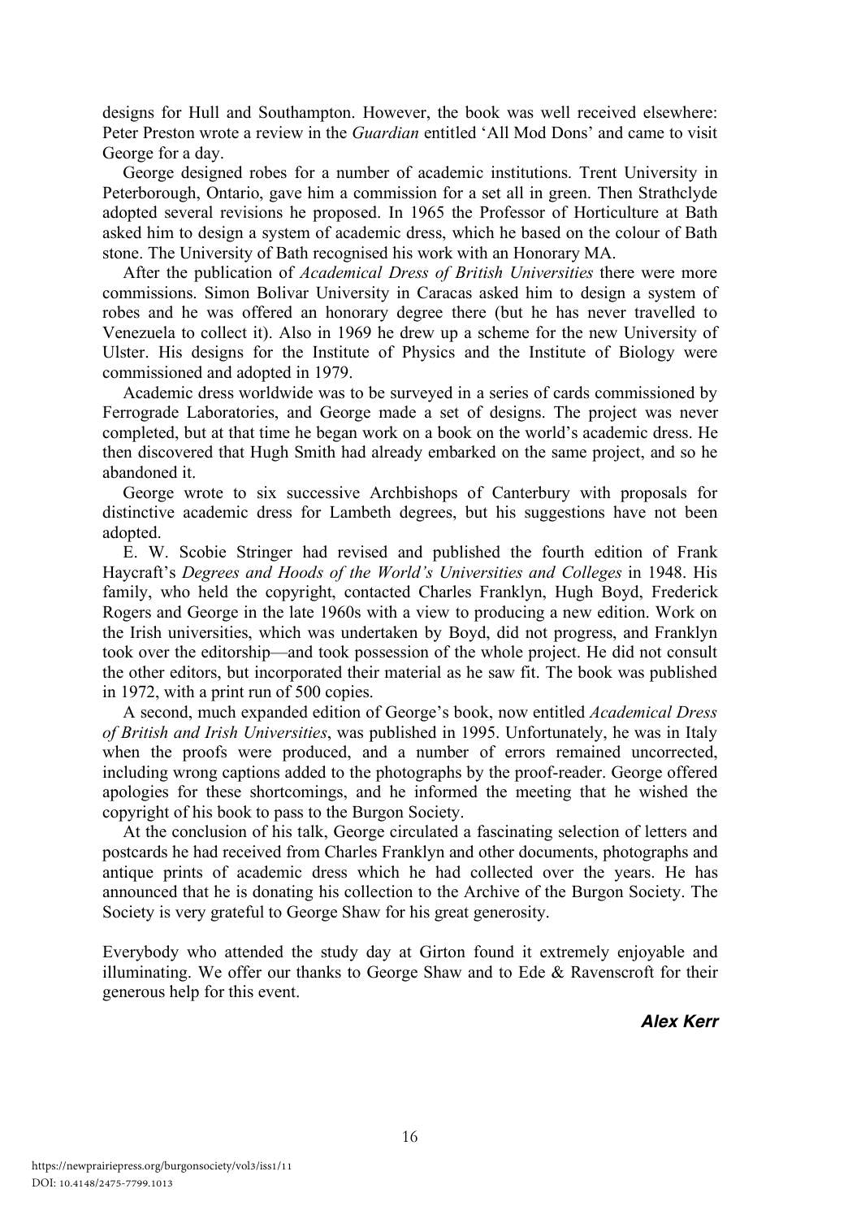designs for Hull and Southampton. However, the book was well received elsewhere: Peter Preston wrote a review in the *Guardian* entitled 'All Mod Dons' and came to visit George for a day.

George designed robes for a number of academic institutions. Trent University in Peterborough, Ontario, gave him a commission for a set all in green. Then Strathclyde adopted several revisions he proposed. In 1965 the Professor of Horticulture at Bath asked him to design a system of academic dress, which he based on the colour of Bath stone. The University of Bath recognised his work with an Honorary MA.

After the publication of *Academical Dress of British Universities* there were more commissions. Simon Bolivar University in Caracas asked him to design a system of robes and he was offered an honorary degree there (but he has never travelled to Venezuela to collect it). Also in 1969 he drew up a scheme for the new University of Ulster. His designs for the Institute of Physics and the Institute of Biology were commissioned and adopted in 1979.

Academic dress worldwide was to be surveyed in a series of cards commissioned by Ferrograde Laboratories, and George made a set of designs. The project was never completed, but at that time he began work on a book on the world's academic dress. He then discovered that Hugh Smith had already embarked on the same project, and so he abandoned it.

George wrote to six successive Archbishops of Canterbury with proposals for distinctive academic dress for Lambeth degrees, but his suggestions have not been adopted.

E. W. Scobie Stringer had revised and published the fourth edition of Frank Haycraft's *Degrees and Hoods of the World's Universities and Colleges* in 1948. His family, who held the copyright, contacted Charles Franklyn, Hugh Boyd, Frederick Rogers and George in the late 1960s with a view to producing a new edition. Work on the Irish universities, which was undertaken by Boyd, did not progress, and Franklyn took over the editorship—and took possession of the whole project. He did not consult the other editors, but incorporated their material as he saw fit. The book was published in 1972, with a print run of 500 copies.

A second, much expanded edition of George's book, now entitled *Academical Dress of British and Irish Universities*, was published in 1995. Unfortunately, he was in Italy when the proofs were produced, and a number of errors remained uncorrected, including wrong captions added to the photographs by the proof-reader. George offered apologies for these shortcomings, and he informed the meeting that he wished the copyright of his book to pass to the Burgon Society.

At the conclusion of his talk, George circulated a fascinating selection of letters and postcards he had received from Charles Franklyn and other documents, photographs and antique prints of academic dress which he had collected over the years. He has announced that he is donating his collection to the Archive of the Burgon Society. The Society is very grateful to George Shaw for his great generosity.

Everybody who attended the study day at Girton found it extremely enjoyable and illuminating. We offer our thanks to George Shaw and to Ede & Ravenscroft for their generous help for this event.

***Alex Kerr***